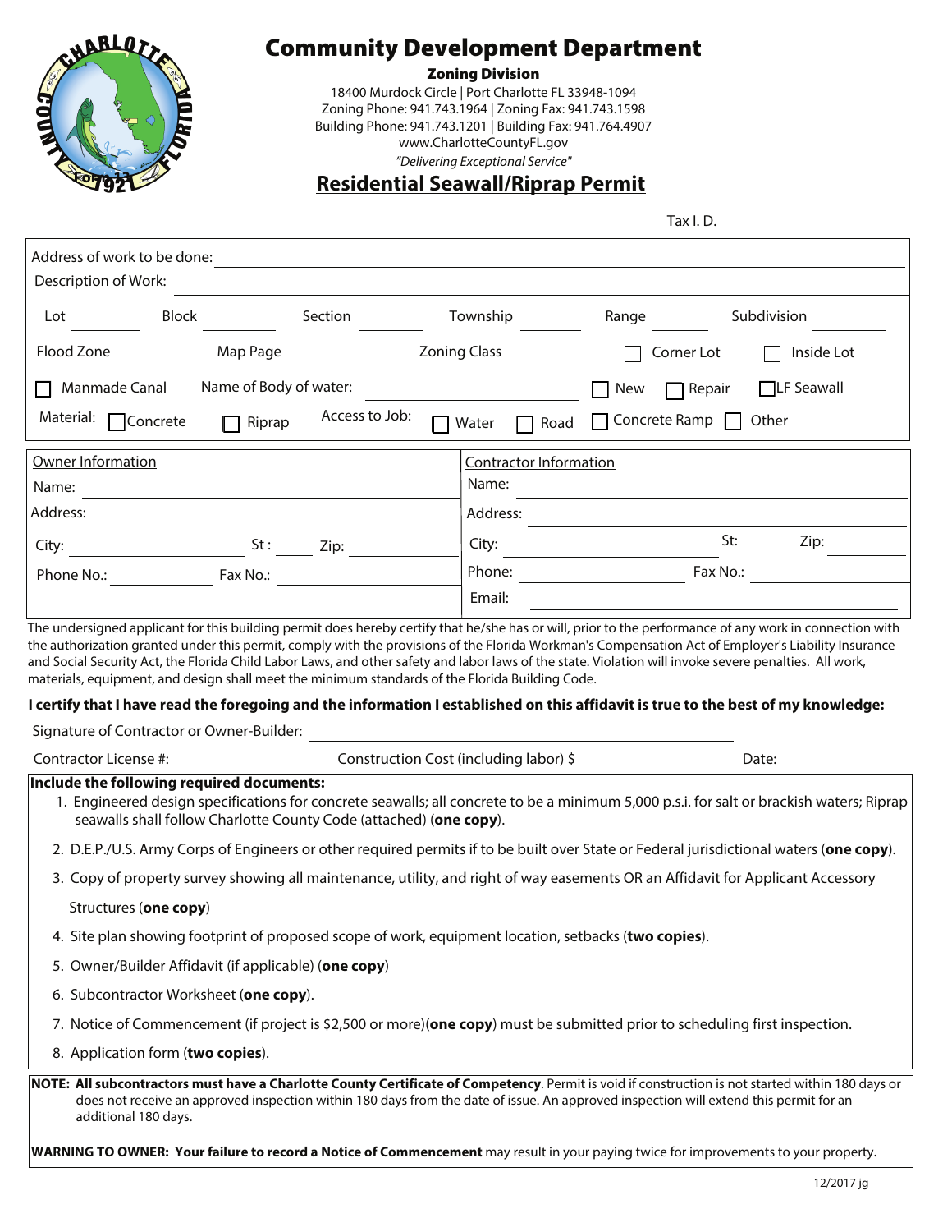# Community Development Department

**Zoning Division**

18400 Murdock Circle | Port Charlotte FL 33948-1094
Zoning Phone: 941.743.1964 | Zoning Fax: 941.743.1598
Building Phone: 941.743.1201 | Building Fax: 941.764.4907
www.CharlotteCountyFL.gov
*"Delivering Exceptional Service"*

## Residential Seawall/Riprap Permit

Tax I. D. ____________________

Address of work to be done: ____________________

Description of Work: ____________________

Lot ______ Block ______ Section ______ Township ______ Range ______ Subdivision ______

Flood Zone ______ Map Page ______ Zoning Class ______ ☐ Corner Lot ☐ Inside Lot

☐ Manmade Canal Name of Body of water: ____________________ ☐ New ☐ Repair ☐ LF Seawall

Material: ☐ Concrete ☐ Riprap Access to Job: ☐ Water ☐ Road ☐ Concrete Ramp ☐ Other

| Owner Information | Contractor Information |
|---|---|
| Name: | Name: |
| Address: | Address: |
| City: St: Zip: | City: St: Zip: |
| Phone No.: Fax No.: | Phone: Fax No.: |
| | Email: |

The undersigned applicant for this building permit does hereby certify that he/she has or will, prior to the performance of any work in connection with the authorization granted under this permit, comply with the provisions of the Florida Workman's Compensation Act of Employer's Liability Insurance and Social Security Act, the Florida Child Labor Laws, and other safety and labor laws of the state. Violation will invoke severe penalties. All work, materials, equipment, and design shall meet the minimum standards of the Florida Building Code.

**I certify that I have read the foregoing and the information I established on this affidavit is true to the best of my knowledge:**

Signature of Contractor or Owner-Builder: ____________________

Contractor License #: ______________ Construction Cost (including labor) $ ______________ Date: ______________

**Include the following required documents:**

1. Engineered design specifications for concrete seawalls; all concrete to be a minimum 5,000 p.s.i. for salt or brackish waters; Riprap seawalls shall follow Charlotte County Code (attached) (**one copy**).
2. D.E.P./U.S. Army Corps of Engineers or other required permits if to be built over State or Federal jurisdictional waters (**one copy**).
3. Copy of property survey showing all maintenance, utility, and right of way easements OR an Affidavit for Applicant Accessory Structures (**one copy**)
4. Site plan showing footprint of proposed scope of work, equipment location, setbacks (**two copies**).
5. Owner/Builder Affidavit (if applicable) (**one copy**)
6. Subcontractor Worksheet (**one copy**).
7. Notice of Commencement (if project is $2,500 or more)(**one copy**) must be submitted prior to scheduling first inspection.
8. Application form (**two copies**).

**NOTE: All subcontractors must have a Charlotte County Certificate of Competency**. Permit is void if construction is not started within 180 days or does not receive an approved inspection within 180 days from the date of issue. An approved inspection will extend this permit for an additional 180 days.

**WARNING TO OWNER: Your failure to record a Notice of Commencement** may result in your paying twice for improvements to your property.

12/2017 jg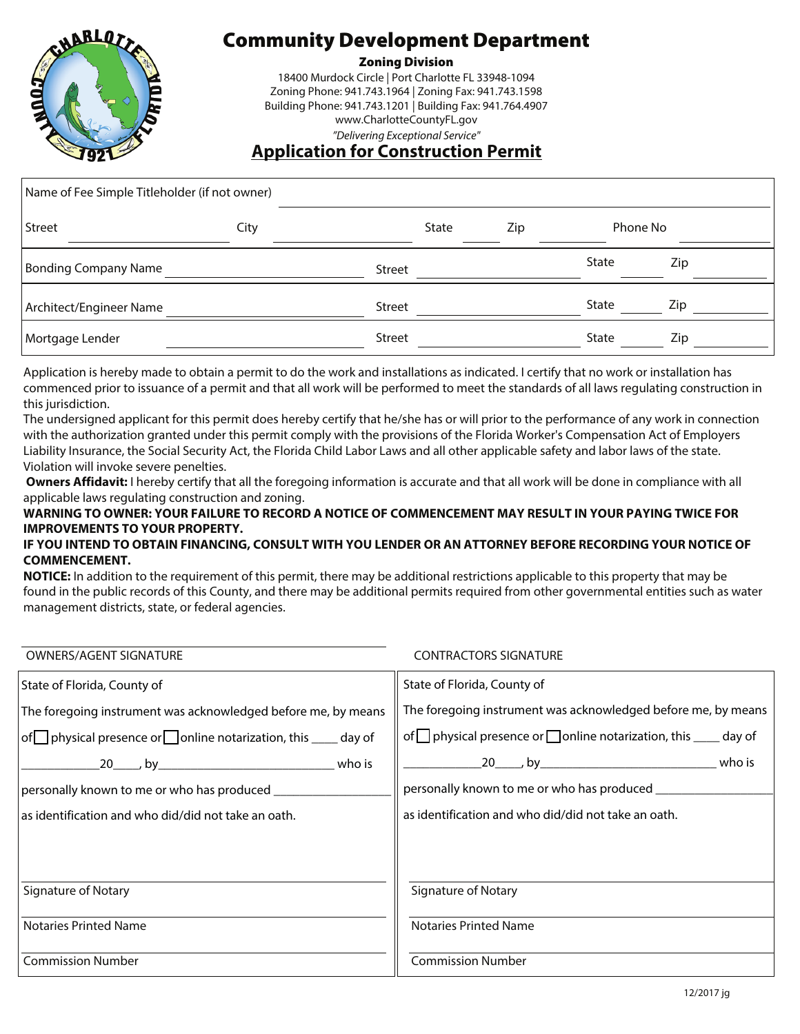# Community Development Department

**Zoning Division**

18400 Murdock Circle | Port Charlotte FL 33948-1094
Zoning Phone: 941.743.1964 | Zoning Fax: 941.743.1598
Building Phone: 941.743.1201 | Building Fax: 941.764.4907
www.CharlotteCountyFL.gov

*"Delivering Exceptional Service"*

## Application for Construction Permit

| | | | | | | | | | |
|---|---|---|---|---|---|---|---|---|---|
| Name of Fee Simple Titleholder (if not owner) | | | | | | | | | |
| Street | | City | | State | | Zip | | Phone No | |
| Bonding Company Name | | Street | | State | | Zip | | | |
| Architect/Engineer Name | | Street | | State | | Zip | | | |
| Mortgage Lender | | Street | | State | | Zip | | | |

Application is hereby made to obtain a permit to do the work and installations as indicated. I certify that no work or installation has commenced prior to issuance of a permit and that all work will be performed to meet the standards of all laws regulating construction in this jurisdiction.

The undersigned applicant for this permit does hereby certify that he/she has or will prior to the performance of any work in connection with the authorization granted under this permit comply with the provisions of the Florida Worker's Compensation Act of Employers Liability Insurance, the Social Security Act, the Florida Child Labor Laws and all other applicable safety and labor laws of the state. Violation will invoke severe penelties.

**Owners Affidavit:** I hereby certify that all the foregoing information is accurate and that all work will be done in compliance with all applicable laws regulating construction and zoning.

**WARNING TO OWNER: YOUR FAILURE TO RECORD A NOTICE OF COMMENCEMENT MAY RESULT IN YOUR PAYING TWICE FOR IMPROVEMENTS TO YOUR PROPERTY.**

**IF YOU INTEND TO OBTAIN FINANCING, CONSULT WITH YOU LENDER OR AN ATTORNEY BEFORE RECORDING YOUR NOTICE OF COMMENCEMENT.**

**NOTICE:** In addition to the requirement of this permit, there may be additional restrictions applicable to this property that may be found in the public records of this County, and there may be additional permits required from other governmental entities such as water management districts, state, or federal agencies.

| OWNERS/AGENT SIGNATURE | CONTRACTORS SIGNATURE |
|---|---|
| State of Florida, County of | State of Florida, County of |
| The foregoing instrument was acknowledged before me, by means of ☐ physical presence or ☐ online notarization, this ____ day of ____________20____, by__________________________ who is personally known to me or who has produced _________________ as identification and who did/did not take an oath. | The foregoing instrument was acknowledged before me, by means of ☐ physical presence or ☐ online notarization, this ____ day of ____________20____, by__________________________ who is personally known to me or who has produced _________________ as identification and who did/did not take an oath. |
| Signature of Notary | Signature of Notary |
| Notaries Printed Name | Notaries Printed Name |
| Commission Number | Commission Number |

12/2017 jg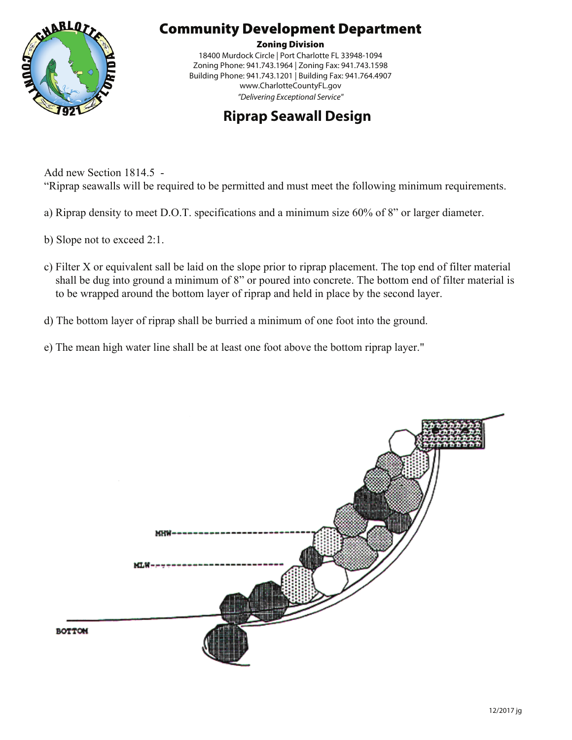# Community Development Department

**Zoning Division**

18400 Murdock Circle | Port Charlotte FL 33948-1094
Zoning Phone: 941.743.1964 | Zoning Fax: 941.743.1598
Building Phone: 941.743.1201 | Building Fax: 941.764.4907
www.CharlotteCountyFL.gov
*"Delivering Exceptional Service"*

## Riprap Seawall Design

Add new Section 1814.5 -
"Riprap seawalls will be required to be permitted and must meet the following minimum requirements.

a) Riprap density to meet D.O.T. specifications and a minimum size 60% of 8" or larger diameter.

b) Slope not to exceed 2:1.

c) Filter X or equivalent sall be laid on the slope prior to riprap placement. The top end of filter material shall be dug into ground a minimum of 8" or poured into concrete. The bottom end of filter material is to be wrapped around the bottom layer of riprap and held in place by the second layer.

d) The bottom layer of riprap shall be burried a minimum of one foot into the ground.

e) The mean high water line shall be at least one foot above the bottom riprap layer."

MHW

MLW

BOTTOM

12/2017 jg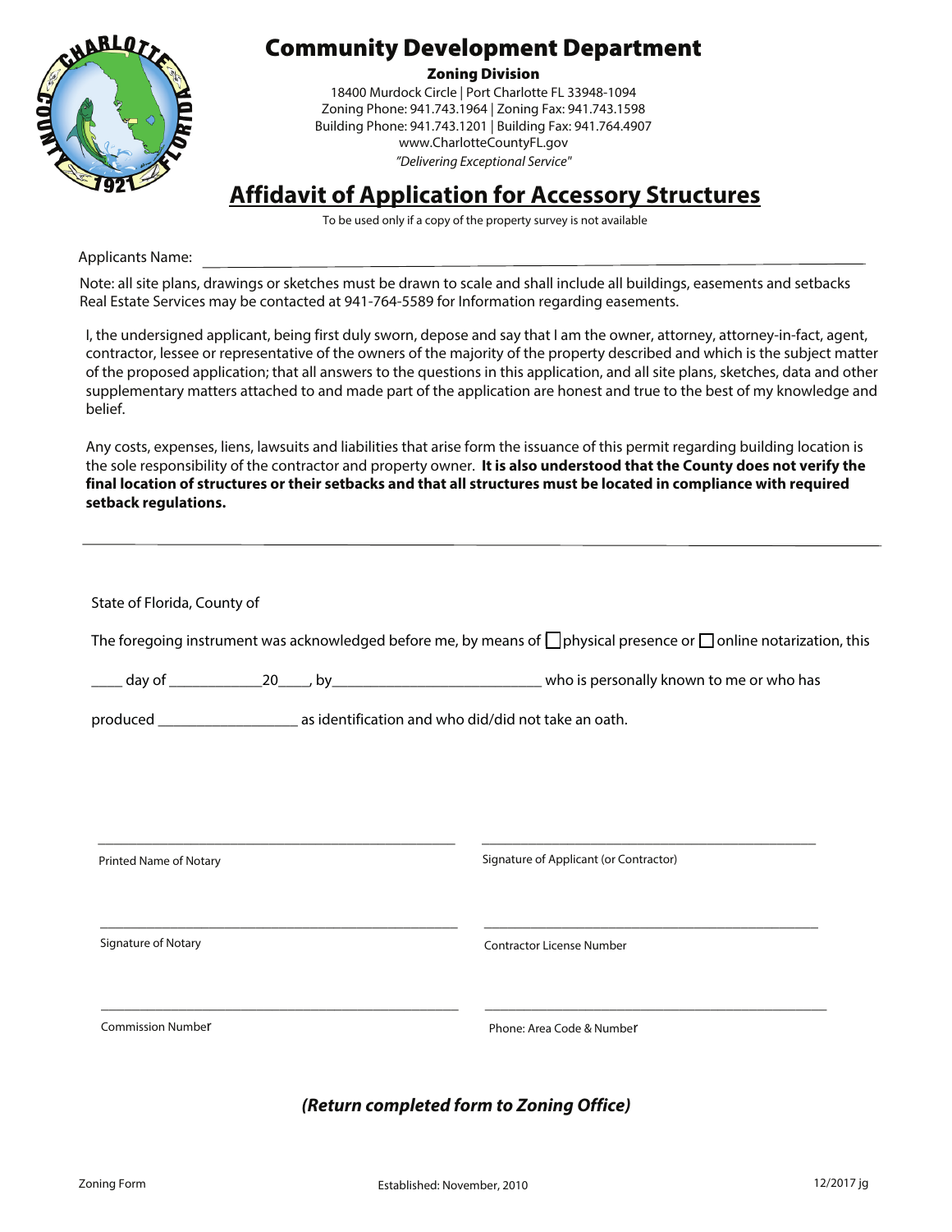# Community Development Department

**Zoning Division**

18400 Murdock Circle | Port Charlotte FL 33948-1094
Zoning Phone: 941.743.1964 | Zoning Fax: 941.743.1598
Building Phone: 941.743.1201 | Building Fax: 941.764.4907
www.CharlotteCountyFL.gov
*"Delivering Exceptional Service"*

## Affidavit of Application for Accessory Structures

To be used only if a copy of the property survey is not available

Applicants Name: ______________________________________________

Note: all site plans, drawings or sketches must be drawn to scale and shall include all buildings, easements and setbacks Real Estate Services may be contacted at 941-764-5589 for Information regarding easements.

I, the undersigned applicant, being first duly sworn, depose and say that I am the owner, attorney, attorney-in-fact, agent, contractor, lessee or representative of the owners of the majority of the property described and which is the subject matter of the proposed application; that all answers to the questions in this application, and all site plans, sketches, data and other supplementary matters attached to and made part of the application are honest and true to the best of my knowledge and belief.

Any costs, expenses, liens, lawsuits and liabilities that arise form the issuance of this permit regarding building location is the sole responsibility of the contractor and property owner. **It is also understood that the County does not verify the final location of structures or their setbacks and that all structures must be located in compliance with required setback regulations.**

---

State of Florida, County of

The foregoing instrument was acknowledged before me, by means of ☐ physical presence or ☐ online notarization, this

____ day of ____________20____, by__________________________ who is personally known to me or who has

produced __________________ as identification and who did/did not take an oath.

| | |
|---|---|
| ______________________________ | ______________________________ |
| Printed Name of Notary | Signature of Applicant (or Contractor) |
| ______________________________ | ______________________________ |
| Signature of Notary | Contractor License Number |
| ______________________________ | ______________________________ |
| Commission Number | Phone: Area Code & Number |

***(Return completed form to Zoning Office)***

Zoning Form Established: November, 2010 12/2017 jg